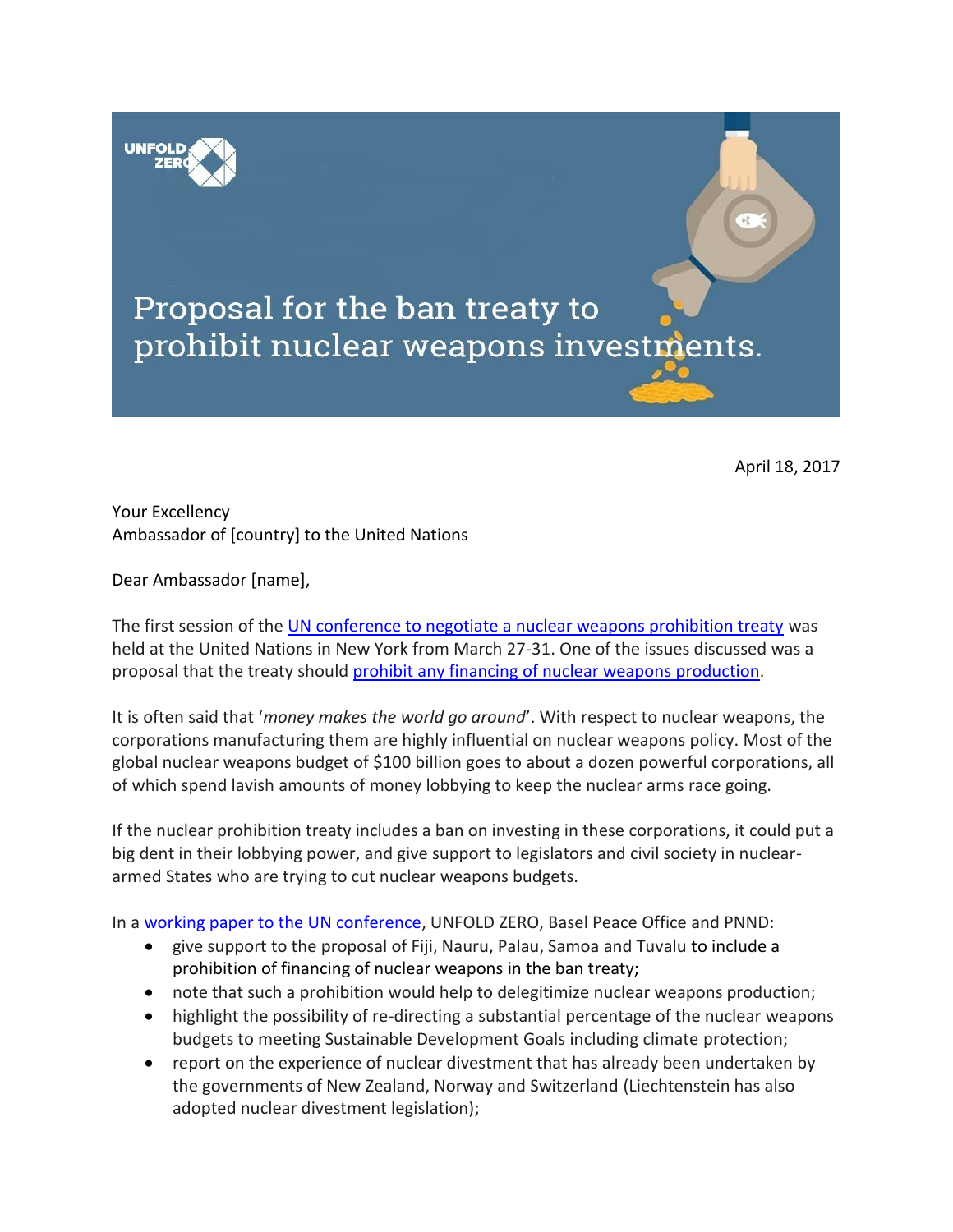UNFOLD ZERO

# Proposal for the ban treaty to prohibit nuclear weapons investments.

April 18, 2017

Your Excellency
Ambassador of [country] to the United Nations

Dear Ambassador [name],

The first session of the UN conference to negotiate a nuclear weapons prohibition treaty was held at the United Nations in New York from March 27-31. One of the issues discussed was a proposal that the treaty should prohibit any financing of nuclear weapons production.

It is often said that '*money makes the world go around*'. With respect to nuclear weapons, the corporations manufacturing them are highly influential on nuclear weapons policy. Most of the global nuclear weapons budget of $100 billion goes to about a dozen powerful corporations, all of which spend lavish amounts of money lobbying to keep the nuclear arms race going.

If the nuclear prohibition treaty includes a ban on investing in these corporations, it could put a big dent in their lobbying power, and give support to legislators and civil society in nuclear-armed States who are trying to cut nuclear weapons budgets.

In a working paper to the UN conference, UNFOLD ZERO, Basel Peace Office and PNND:

- give support to the proposal of Fiji, Nauru, Palau, Samoa and Tuvalu to include a prohibition of financing of nuclear weapons in the ban treaty;
- note that such a prohibition would help to delegitimize nuclear weapons production;
- highlight the possibility of re-directing a substantial percentage of the nuclear weapons budgets to meeting Sustainable Development Goals including climate protection;
- report on the experience of nuclear divestment that has already been undertaken by the governments of New Zealand, Norway and Switzerland (Liechtenstein has also adopted nuclear divestment legislation);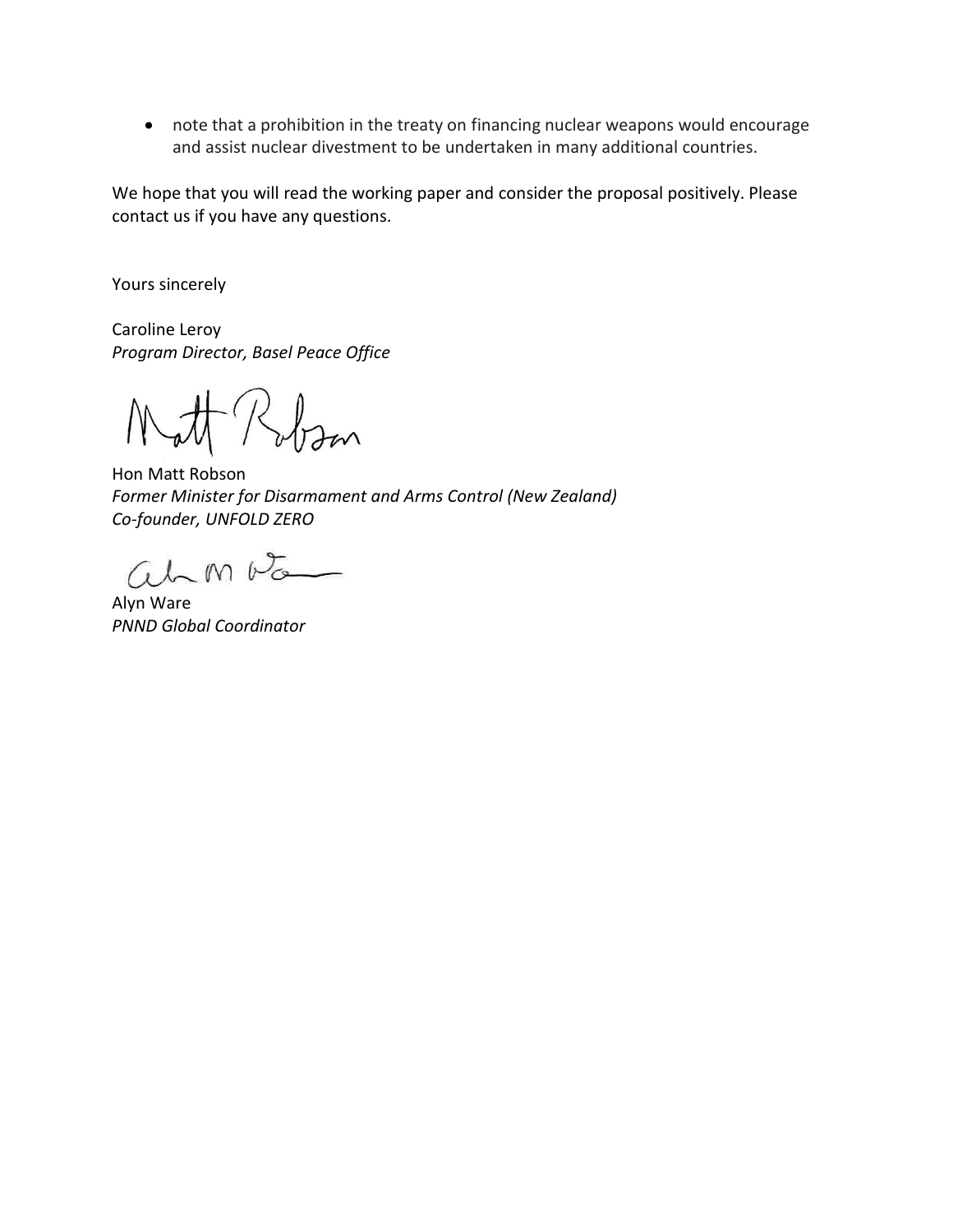- note that a prohibition in the treaty on financing nuclear weapons would encourage and assist nuclear divestment to be undertaken in many additional countries.

We hope that you will read the working paper and consider the proposal positively. Please contact us if you have any questions.

Yours sincerely

Caroline Leroy
*Program Director, Basel Peace Office*

Hon Matt Robson
*Former Minister for Disarmament and Arms Control (New Zealand)*
*Co-founder, UNFOLD ZERO*

Alyn Ware
*PNND Global Coordinator*